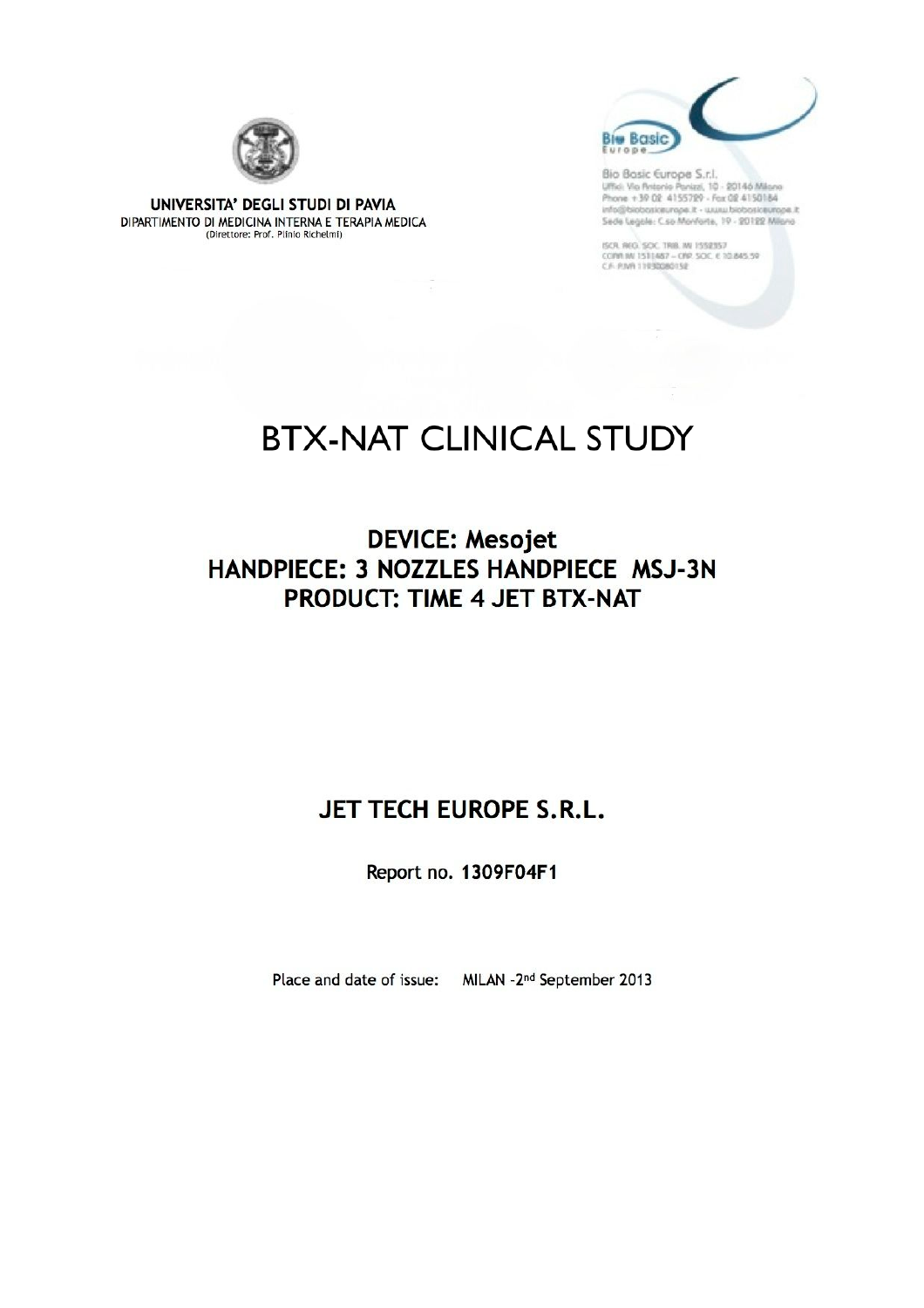UNIVERSITA' DEGLI STUDI DI PAVIA
DIPARTIMENTO DI MEDICINA INTERNA E TERAPIA MEDICA
(Direttore: Prof. Plinio Richelmi)

Bio Basic Europe S.r.l.
Uffici: Via Antonio Panizzi, 10 - 20146 Milano
Phone +39 02 4155729 - Fax 02 4150184
info@biobasiceurope.it - www.biobasiceurope.it
Sede Legale: C.so Monforte, 19 - 20122 Milano

ISCR. REG. SOC. TRIB. MI 1552357
CCIAA MI 1511487 – CAP. SOC. € 10.845,59
C.F. P.IVA 11930080152

# BTX-NAT CLINICAL STUDY

## DEVICE: Mesojet
## HANDPIECE: 3 NOZZLES HANDPIECE MSJ-3N
## PRODUCT: TIME 4 JET BTX-NAT

## JET TECH EUROPE S.R.L.

Report no. **1309F04F1**

Place and date of issue: MILAN -2nd September 2013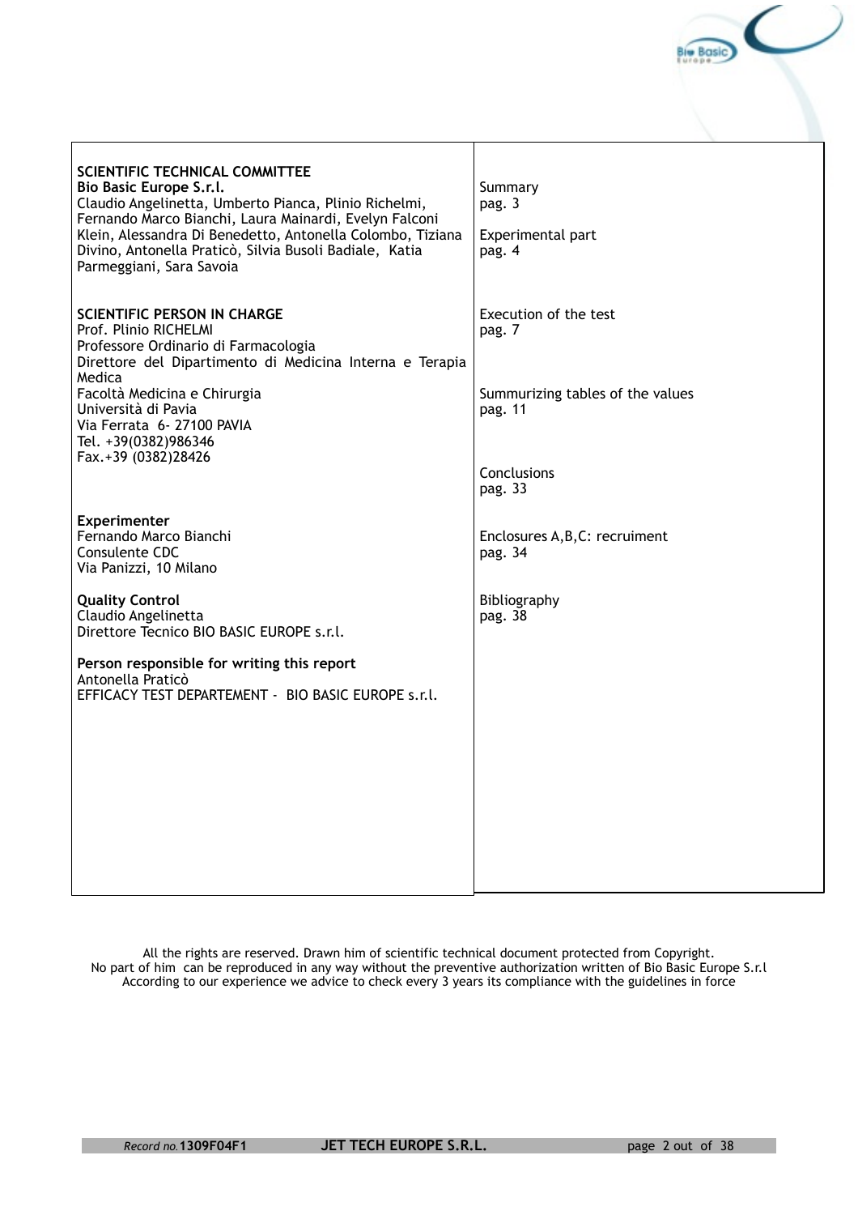**SCIENTIFIC TECHNICAL COMMITTEE**
**Bio Basic Europe S.r.l.**
Claudio Angelinetta, Umberto Pianca, Plinio Richelmi, Fernando Marco Bianchi, Laura Mainardi, Evelyn Falconi Klein, Alessandra Di Benedetto, Antonella Colombo, Tiziana Divino, Antonella Praticò, Silvia Busoli Badiale, Katia Parmeggiani, Sara Savoia

**SCIENTIFIC PERSON IN CHARGE**
Prof. Plinio RICHELMI
Professore Ordinario di Farmacologia
Direttore del Dipartimento di Medicina Interna e Terapia Medica
Facoltà Medicina e Chirurgia
Università di Pavia
Via Ferrata 6- 27100 PAVIA
Tel. +39(0382)986346
Fax.+39 (0382)28426

**Experimenter**
Fernando Marco Bianchi
Consulente CDC
Via Panizzi, 10 Milano

**Quality Control**
Claudio Angelinetta
Direttore Tecnico BIO BASIC EUROPE s.r.l.

**Person responsible for writing this report**
Antonella Praticò
EFFICACY TEST DEPARTEMENT - BIO BASIC EUROPE s.r.l.

Summary
pag. 3

Experimental part
pag. 4

Execution of the test
pag. 7

Summurizing tables of the values
pag. 11

Conclusions
pag. 33

Enclosures A,B,C: recruiment
pag. 34

Bibliography
pag. 38

All the rights are reserved. Drawn him of scientific technical document protected from Copyright.
No part of him can be reproduced in any way without the preventive authorization written of Bio Basic Europe S.r.l
According to our experience we advice to check every 3 years its compliance with the guidelines in force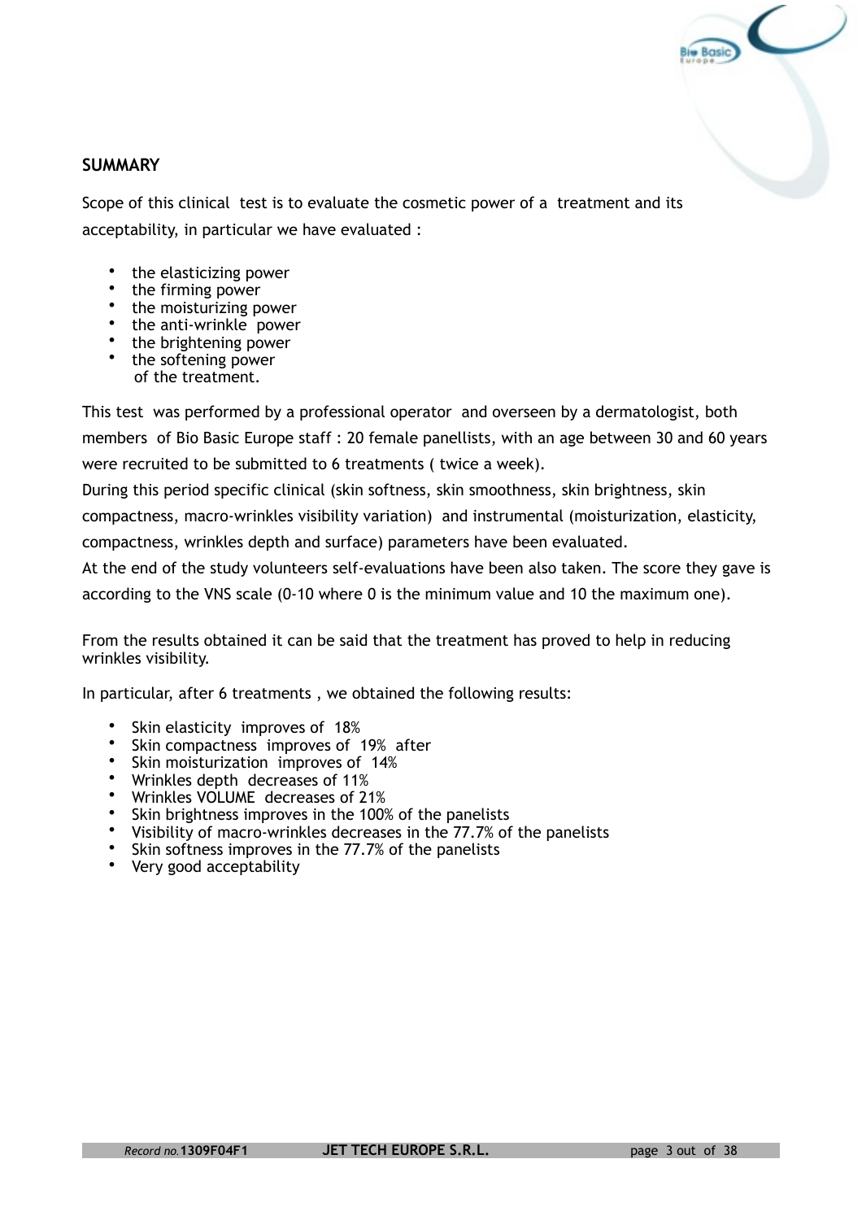## SUMMARY

Scope of this clinical test is to evaluate the cosmetic power of a treatment and its acceptability, in particular we have evaluated :

- the elasticizing power
- the firming power
- the moisturizing power
- the anti-wrinkle power
- the brightening power
- the softening power

of the treatment.

This test was performed by a professional operator and overseen by a dermatologist, both members of Bio Basic Europe staff : 20 female panellists, with an age between 30 and 60 years were recruited to be submitted to 6 treatments ( twice a week).
During this period specific clinical (skin softness, skin smoothness, skin brightness, skin compactness, macro-wrinkles visibility variation) and instrumental (moisturization, elasticity, compactness, wrinkles depth and surface) parameters have been evaluated.
At the end of the study volunteers self-evaluations have been also taken. The score they gave is according to the VNS scale (0-10 where 0 is the minimum value and 10 the maximum one).

From the results obtained it can be said that the treatment has proved to help in reducing wrinkles visibility.

In particular, after 6 treatments , we obtained the following results:

- Skin elasticity improves of 18%
- Skin compactness improves of 19% after
- Skin moisturization improves of 14%
- Wrinkles depth decreases of 11%
- Wrinkles VOLUME decreases of 21%
- Skin brightness improves in the 100% of the panelists
- Visibility of macro-wrinkles decreases in the 77.7% of the panelists
- Skin softness improves in the 77.7% of the panelists
- Very good acceptability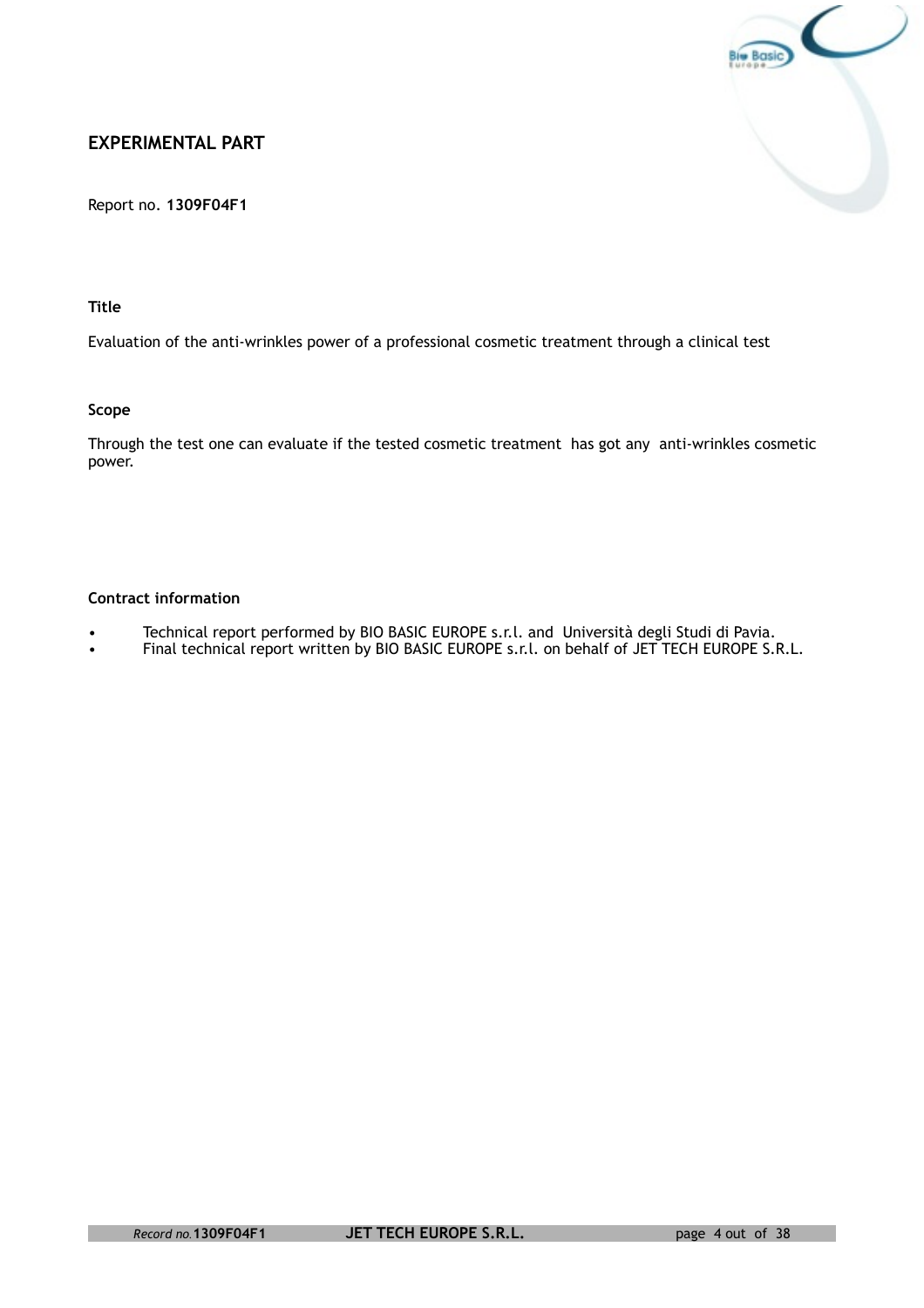## EXPERIMENTAL PART

Report no. **1309F04F1**

### Title

Evaluation of the anti-wrinkles power of a professional cosmetic treatment through a clinical test

### Scope

Through the test one can evaluate if the tested cosmetic treatment has got any anti-wrinkles cosmetic power.

### Contract information

- Technical report performed by BIO BASIC EUROPE s.r.l. and Università degli Studi di Pavia.
- Final technical report written by BIO BASIC EUROPE s.r.l. on behalf of JET TECH EUROPE S.R.L.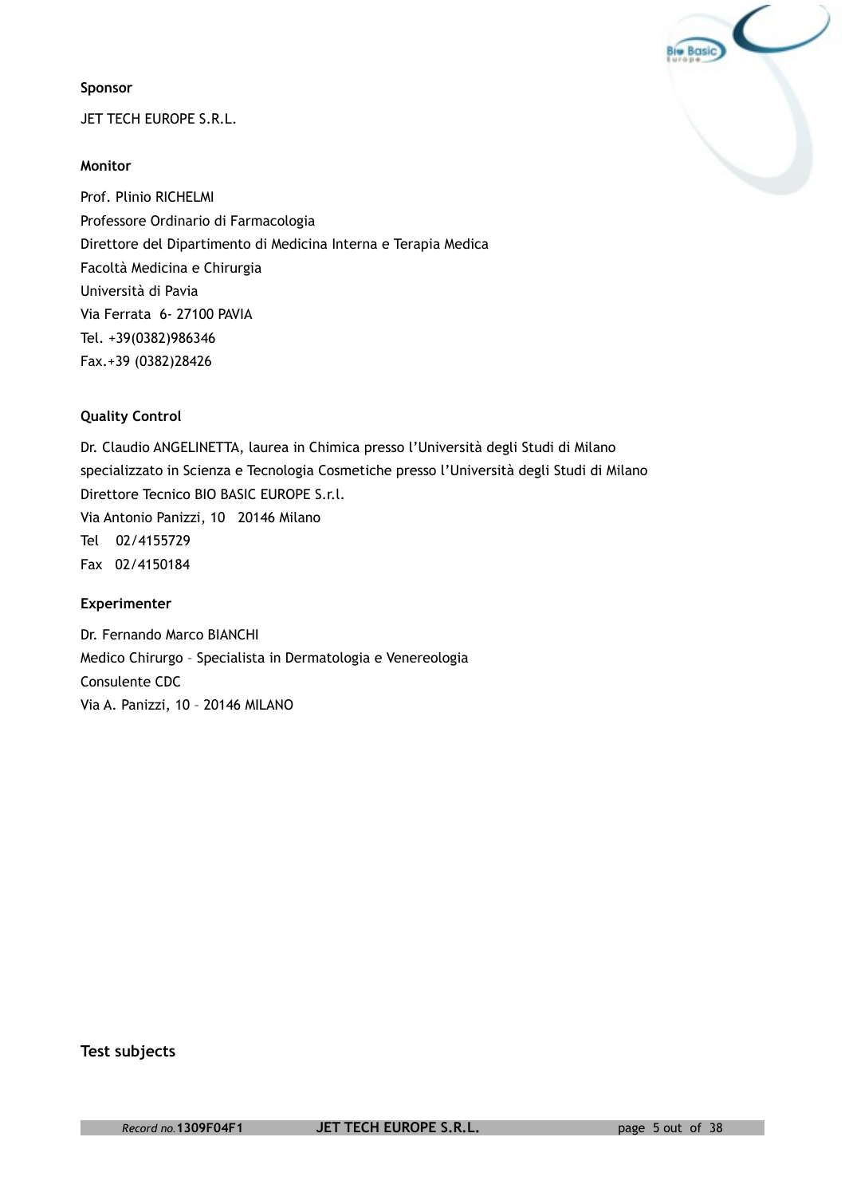**Sponsor**

JET TECH EUROPE S.R.L.

**Monitor**

Prof. Plinio RICHELMI
Professore Ordinario di Farmacologia
Direttore del Dipartimento di Medicina Interna e Terapia Medica
Facoltà Medicina e Chirurgia
Università di Pavia
Via Ferrata 6- 27100 PAVIA
Tel. +39(0382)986346
Fax.+39 (0382)28426

**Quality Control**

Dr. Claudio ANGELINETTA, laurea in Chimica presso l'Università degli Studi di Milano specializzato in Scienza e Tecnologia Cosmetiche presso l'Università degli Studi di Milano
Direttore Tecnico BIO BASIC EUROPE S.r.l.
Via Antonio Panizzi, 10 20146 Milano
Tel 02/4155729
Fax 02/4150184

**Experimenter**

Dr. Fernando Marco BIANCHI
Medico Chirurgo – Specialista in Dermatologia e Venereologia
Consulente CDC
Via A. Panizzi, 10 – 20146 MILANO

## Test subjects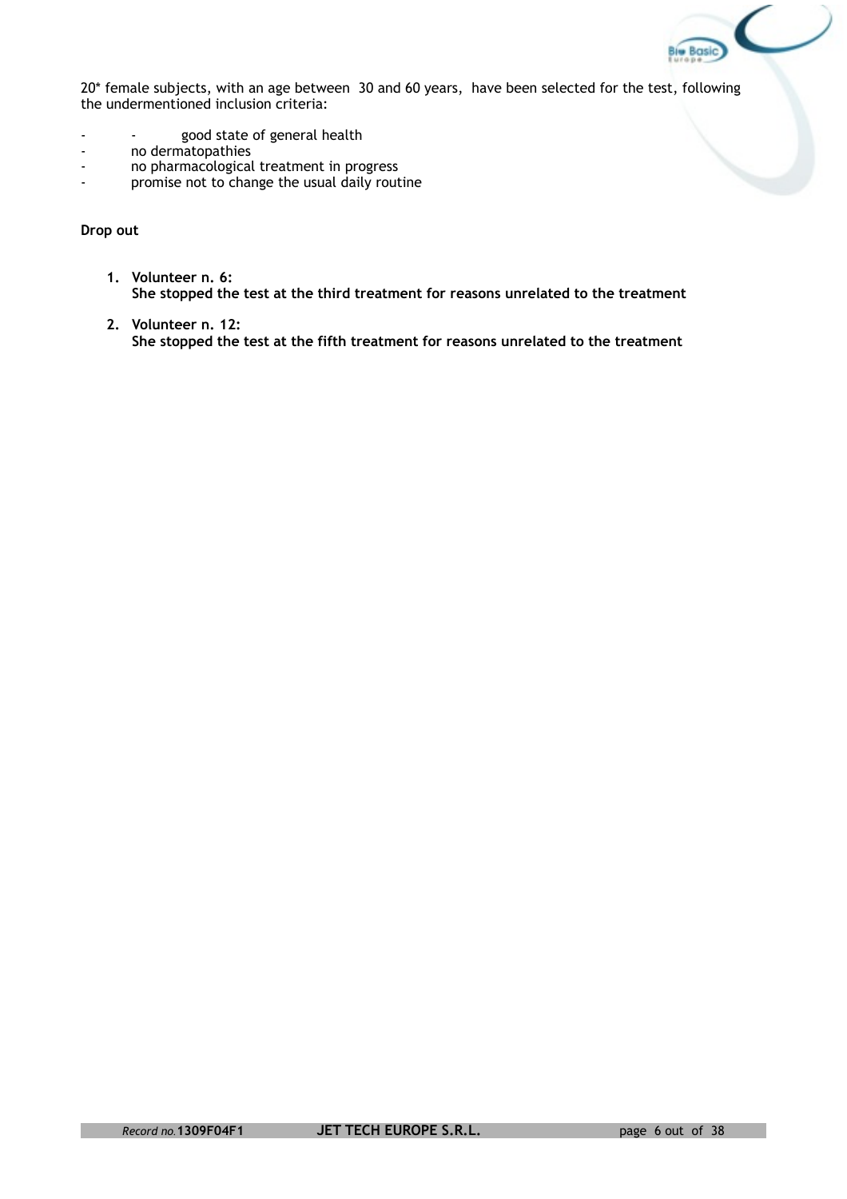20* female subjects, with an age between 30 and 60 years, have been selected for the test, following the undermentioned inclusion criteria:

- good state of general health
- no dermatopathies
- no pharmacological treatment in progress
- promise not to change the usual daily routine

**Drop out**

1. **Volunteer n. 6:**
   **She stopped the test at the third treatment for reasons unrelated to the treatment**

2. **Volunteer n. 12:**
   **She stopped the test at the fifth treatment for reasons unrelated to the treatment**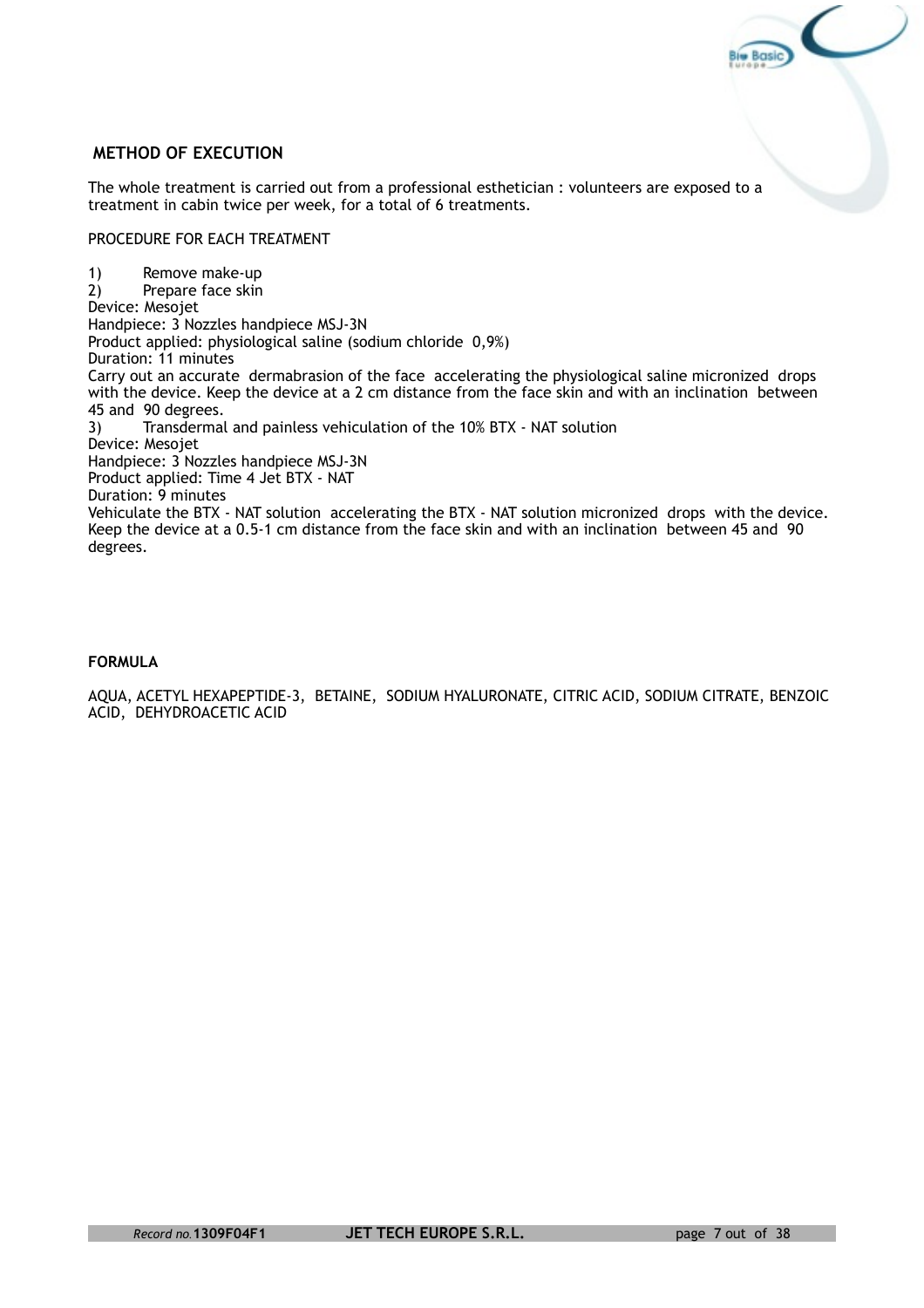## METHOD OF EXECUTION

The whole treatment is carried out from a professional esthetician : volunteers are exposed to a treatment in cabin twice per week, for a total of 6 treatments.

PROCEDURE FOR EACH TREATMENT

1) Remove make-up
2) Prepare face skin

Device: Mesojet
Handpiece: 3 Nozzles handpiece MSJ-3N
Product applied: physiological saline (sodium chloride 0,9%)
Duration: 11 minutes
Carry out an accurate dermabrasion of the face accelerating the physiological saline micronized drops with the device. Keep the device at a 2 cm distance from the face skin and with an inclination between 45 and 90 degrees.

3) Transdermal and painless vehiculation of the 10% BTX - NAT solution

Device: Mesojet
Handpiece: 3 Nozzles handpiece MSJ-3N
Product applied: Time 4 Jet BTX - NAT
Duration: 9 minutes
Vehiculate the BTX - NAT solution accelerating the BTX - NAT solution micronized drops with the device. Keep the device at a 0.5-1 cm distance from the face skin and with an inclination between 45 and 90 degrees.

**FORMULA**

AQUA, ACETYL HEXAPEPTIDE-3, BETAINE, SODIUM HYALURONATE, CITRIC ACID, SODIUM CITRATE, BENZOIC ACID, DEHYDROACETIC ACID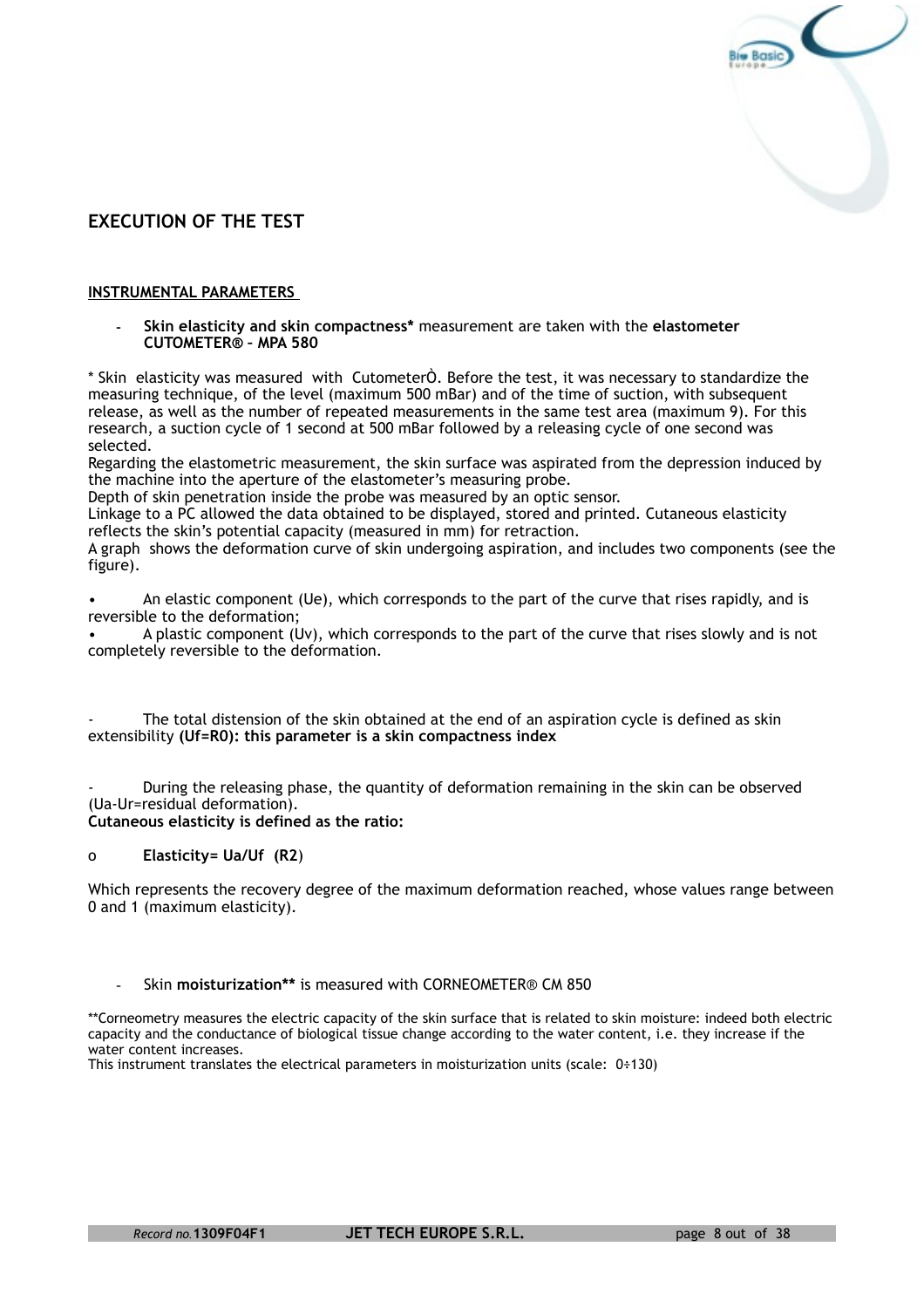## EXECUTION OF THE TEST

**INSTRUMENTAL PARAMETERS**

- **Skin elasticity and skin compactness*** measurement are taken with the **elastometer CUTOMETER® – MPA 580**

* Skin elasticity was measured with CutometerÒ. Before the test, it was necessary to standardize the measuring technique, of the level (maximum 500 mBar) and of the time of suction, with subsequent release, as well as the number of repeated measurements in the same test area (maximum 9). For this research, a suction cycle of 1 second at 500 mBar followed by a releasing cycle of one second was selected.
Regarding the elastometric measurement, the skin surface was aspirated from the depression induced by the machine into the aperture of the elastometer's measuring probe.
Depth of skin penetration inside the probe was measured by an optic sensor.
Linkage to a PC allowed the data obtained to be displayed, stored and printed. Cutaneous elasticity reflects the skin's potential capacity (measured in mm) for retraction.
A graph shows the deformation curve of skin undergoing aspiration, and includes two components (see the figure).

- An elastic component (Ue), which corresponds to the part of the curve that rises rapidly, and is reversible to the deformation;
- A plastic component (Uv), which corresponds to the part of the curve that rises slowly and is not completely reversible to the deformation.

- The total distension of the skin obtained at the end of an aspiration cycle is defined as skin extensibility **(Uf=R0): this parameter is a skin compactness index**

- During the releasing phase, the quantity of deformation remaining in the skin can be observed (Ua-Ur=residual deformation).

**Cutaneous elasticity is defined as the ratio:**

o **Elasticity= Ua/Uf (R2**)

Which represents the recovery degree of the maximum deformation reached, whose values range between 0 and 1 (maximum elasticity).

- Skin **moisturization**** is measured with CORNEOMETER® CM 850

**Corneometry measures the electric capacity of the skin surface that is related to skin moisture: indeed both electric capacity and the conductance of biological tissue change according to the water content, i.e. they increase if the water content increases.
This instrument translates the electrical parameters in moisturization units (scale: 0÷130)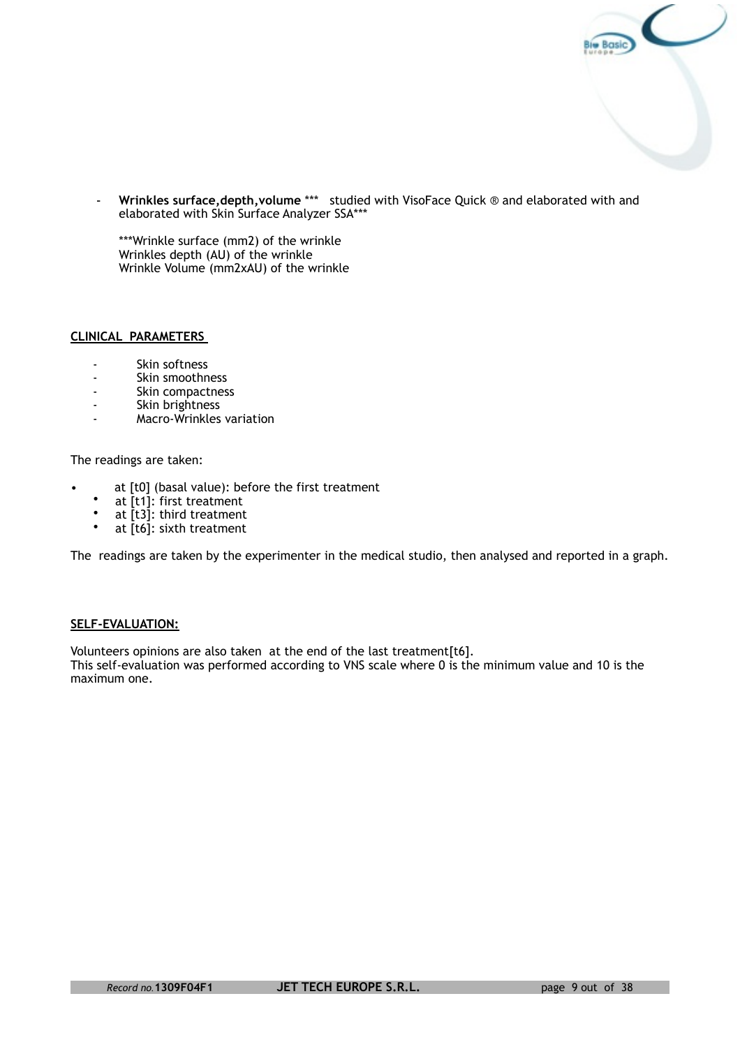- **Wrinkles surface,depth,volume** *** studied with VisoFace Quick ® and elaborated with and elaborated with Skin Surface Analyzer SSA***

  ***Wrinkle surface (mm2) of the wrinkle
  Wrinkles depth (AU) of the wrinkle
  Wrinkle Volume (mm2xAU) of the wrinkle

**<u>CLINICAL PARAMETERS</u>**

- Skin softness
- Skin smoothness
- Skin compactness
- Skin brightness
- Macro-Wrinkles variation

The readings are taken:

- at [t0] (basal value): before the first treatment
- at [t1]: first treatment
- at [t3]: third treatment
- at [t6]: sixth treatment

The readings are taken by the experimenter in the medical studio, then analysed and reported in a graph.

**<u>SELF-EVALUATION:</u>**

Volunteers opinions are also taken at the end of the last treatment[t6].
This self-evaluation was performed according to VNS scale where 0 is the minimum value and 10 is the maximum one.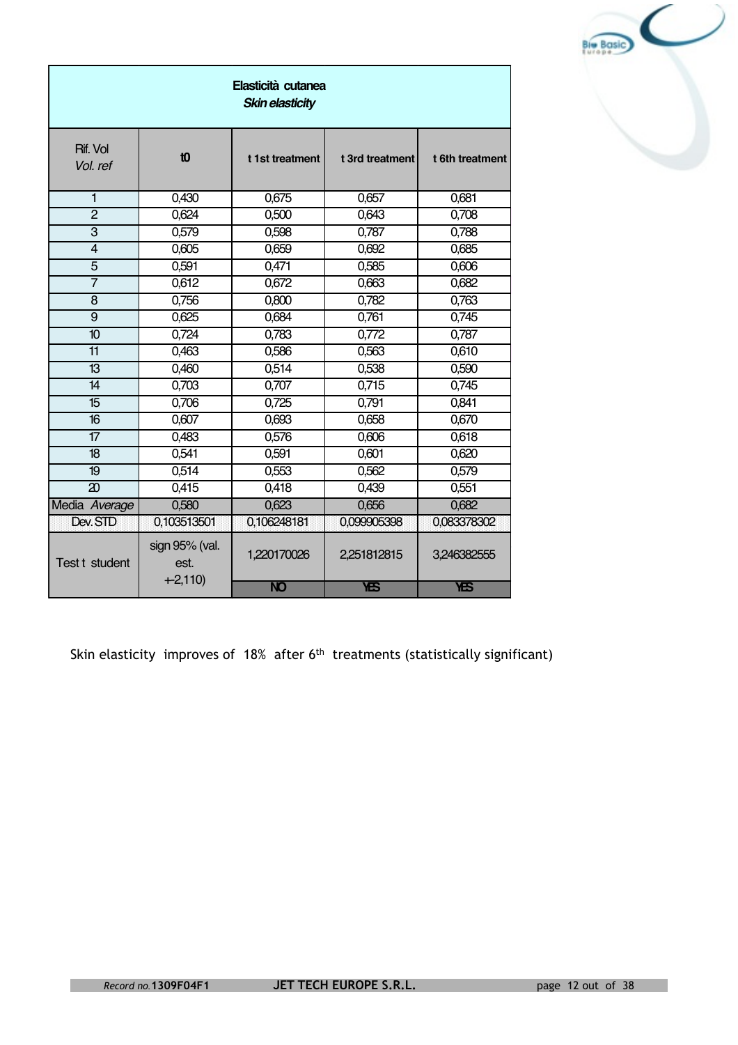| **Elasticità cutanea** *Skin elasticity* | | | | |
|---|---|---|---|---|
| Rif. Vol *Vol. ref* | **t0** | **t 1st treatment** | **t 3rd treatment** | **t 6th treatment** |
| 1 | 0,430 | 0,675 | 0,657 | 0,681 |
| 2 | 0,624 | 0,500 | 0,643 | 0,708 |
| 3 | 0,579 | 0,598 | 0,787 | 0,788 |
| 4 | 0,605 | 0,659 | 0,692 | 0,685 |
| 5 | 0,591 | 0,471 | 0,585 | 0,606 |
| 7 | 0,612 | 0,672 | 0,663 | 0,682 |
| 8 | 0,756 | 0,800 | 0,782 | 0,763 |
| 9 | 0,625 | 0,684 | 0,761 | 0,745 |
| 10 | 0,724 | 0,783 | 0,772 | 0,787 |
| 11 | 0,463 | 0,586 | 0,563 | 0,610 |
| 13 | 0,460 | 0,514 | 0,538 | 0,590 |
| 14 | 0,703 | 0,707 | 0,715 | 0,745 |
| 15 | 0,706 | 0,725 | 0,791 | 0,841 |
| 16 | 0,607 | 0,693 | 0,658 | 0,670 |
| 17 | 0,483 | 0,576 | 0,606 | 0,618 |
| 18 | 0,541 | 0,591 | 0,601 | 0,620 |
| 19 | 0,514 | 0,553 | 0,562 | 0,579 |
| 20 | 0,415 | 0,418 | 0,439 | 0,551 |
| Media *Average* | 0,580 | 0,623 | 0,656 | 0,682 |
| Dev. STD | 0,103513501 | 0,106248181 | 0,099905398 | 0,083378302 |
| Test t student | sign 95% (val. est. +-2,110) | 1,220170026 | 2,251812815 | 3,246382555 |
| | | NO | YES | YES |

Skin elasticity improves of 18% after 6th treatments (statistically significant)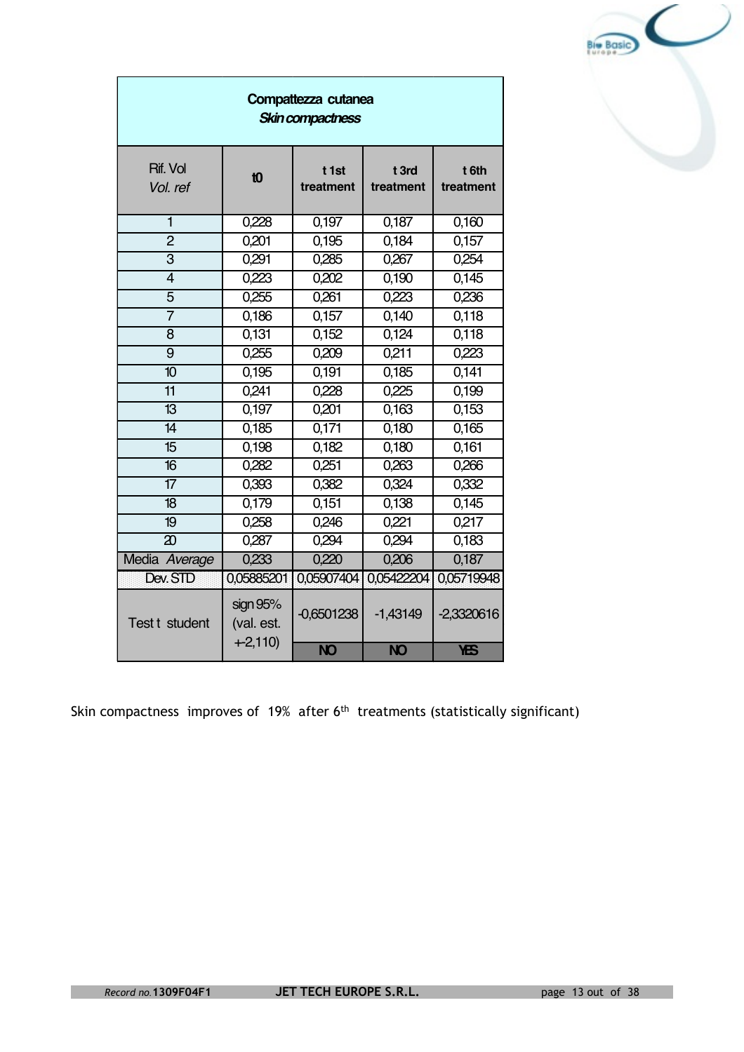| Compattezza cutanea *Skin compactness* | | | | |
|---|---|---|---|---|
| Rif. Vol *Vol. ref* | t0 | t 1st treatment | t 3rd treatment | t 6th treatment |
| 1 | 0,228 | 0,197 | 0,187 | 0,160 |
| 2 | 0,201 | 0,195 | 0,184 | 0,157 |
| 3 | 0,291 | 0,285 | 0,267 | 0,254 |
| 4 | 0,223 | 0,202 | 0,190 | 0,145 |
| 5 | 0,255 | 0,261 | 0,223 | 0,236 |
| 7 | 0,186 | 0,157 | 0,140 | 0,118 |
| 8 | 0,131 | 0,152 | 0,124 | 0,118 |
| 9 | 0,255 | 0,209 | 0,211 | 0,223 |
| 10 | 0,195 | 0,191 | 0,185 | 0,141 |
| 11 | 0,241 | 0,228 | 0,225 | 0,199 |
| 13 | 0,197 | 0,201 | 0,163 | 0,153 |
| 14 | 0,185 | 0,171 | 0,180 | 0,165 |
| 15 | 0,198 | 0,182 | 0,180 | 0,161 |
| 16 | 0,282 | 0,251 | 0,263 | 0,266 |
| 17 | 0,393 | 0,382 | 0,324 | 0,332 |
| 18 | 0,179 | 0,151 | 0,138 | 0,145 |
| 19 | 0,258 | 0,246 | 0,221 | 0,217 |
| 20 | 0,287 | 0,294 | 0,294 | 0,183 |
| Media *Average* | 0,233 | 0,220 | 0,206 | 0,187 |
| Dev. STD | 0,05885201 | 0,05907404 | 0,05422204 | 0,05719948 |
| Test t student | sign 95% (val. est. +2,110) | -0,6501238 | -1,43149 | -2,3320616 |
| | | NO | NO | YES |

Skin compactness improves of 19% after 6th treatments (statistically significant)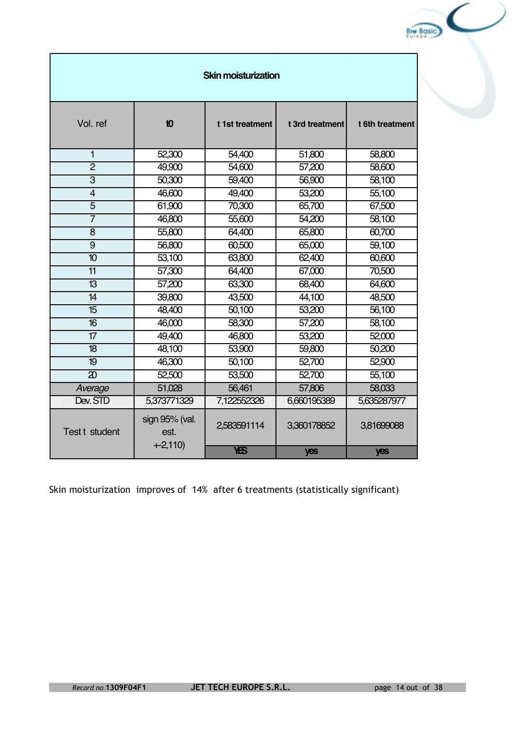| Skin moisturization | | | | |
|---|---|---|---|---|
| Vol. ref | t0 | t 1st treatment | t 3rd treatment | t 6th treatment |
| 1 | 52,300 | 54,400 | 51,800 | 58,800 |
| 2 | 49,900 | 54,600 | 57,200 | 58,600 |
| 3 | 50,300 | 59,400 | 56,900 | 58,100 |
| 4 | 46,600 | 49,400 | 53,200 | 55,100 |
| 5 | 61,900 | 70,300 | 65,700 | 67,500 |
| 7 | 46,800 | 55,600 | 54,200 | 58,100 |
| 8 | 55,800 | 64,400 | 65,800 | 60,700 |
| 9 | 56,800 | 60,500 | 65,000 | 59,100 |
| 10 | 53,100 | 63,800 | 62,400 | 60,600 |
| 11 | 57,300 | 64,400 | 67,000 | 70,500 |
| 13 | 57,200 | 63,300 | 68,400 | 64,600 |
| 14 | 39,800 | 43,500 | 44,100 | 48,500 |
| 15 | 48,400 | 50,100 | 53,200 | 56,100 |
| 16 | 46,000 | 58,300 | 57,200 | 58,100 |
| 17 | 49,400 | 46,800 | 53,200 | 52,000 |
| 18 | 48,100 | 53,900 | 59,800 | 50,200 |
| 19 | 46,300 | 50,100 | 52,700 | 52,900 |
| 20 | 52,500 | 53,500 | 52,700 | 55,100 |
| *Average* | 51,028 | 56,461 | 57,806 | 58,033 |
| Dev. STD | 5,373771329 | 7,122552326 | 6,660195389 | 5,635287977 |
| Test t student | sign 95% (val. est. +-2,110) | 2,583591114 | 3,360178852 | 3,81699088 |
| | | YES | yes | yes |

Skin moisturization improves of 14% after 6 treatments (statistically significant)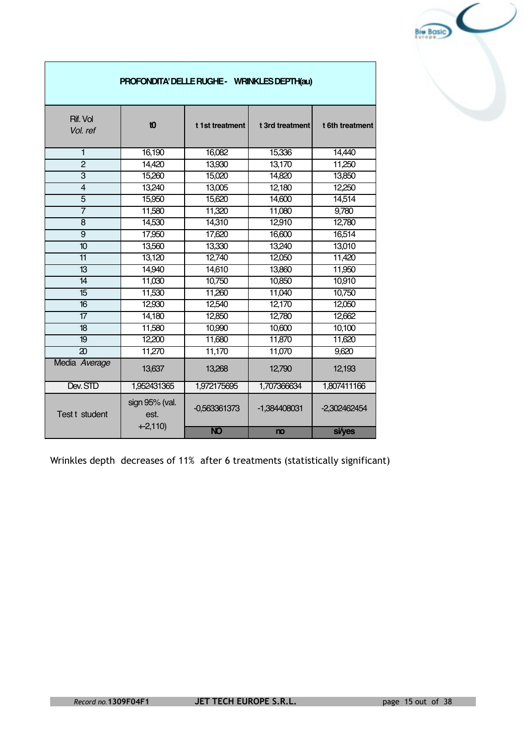| PROFONDITA' DELLE RUGHE - WRINKLES DEPTH(au) | | | | |
|---|---|---|---|---|
| Rif. Vol *Vol. ref* | t0 | t 1st treatment | t 3rd treatment | t 6th treatment |
| 1 | 16,190 | 16,082 | 15,336 | 14,440 |
| 2 | 14,420 | 13,930 | 13,170 | 11,250 |
| 3 | 15,260 | 15,020 | 14,820 | 13,850 |
| 4 | 13,240 | 13,005 | 12,180 | 12,250 |
| 5 | 15,950 | 15,620 | 14,600 | 14,514 |
| 7 | 11,580 | 11,320 | 11,080 | 9,780 |
| 8 | 14,530 | 14,310 | 12,910 | 12,780 |
| 9 | 17,950 | 17,620 | 16,600 | 16,514 |
| 10 | 13,560 | 13,330 | 13,240 | 13,010 |
| 11 | 13,120 | 12,740 | 12,050 | 11,420 |
| 13 | 14,940 | 14,610 | 13,860 | 11,950 |
| 14 | 11,030 | 10,750 | 10,850 | 10,910 |
| 15 | 11,530 | 11,260 | 11,040 | 10,750 |
| 16 | 12,930 | 12,540 | 12,170 | 12,050 |
| 17 | 14,180 | 12,850 | 12,780 | 12,662 |
| 18 | 11,580 | 10,990 | 10,600 | 10,100 |
| 19 | 12,200 | 11,680 | 11,870 | 11,620 |
| 20 | 11,270 | 11,170 | 11,070 | 9,620 |
| Media *Average* | 13,637 | 13,268 | 12,790 | 12,193 |
| Dev. STD | 1,952431365 | 1,972175695 | 1,707366634 | 1,807411166 |
| Test t student | sign 95% (val. est. +2,110) | -0,563361373 | -1,384408031 | -2,302462454 |
| | | NO | no | si/yes |

Wrinkles depth decreases of 11% after 6 treatments (statistically significant)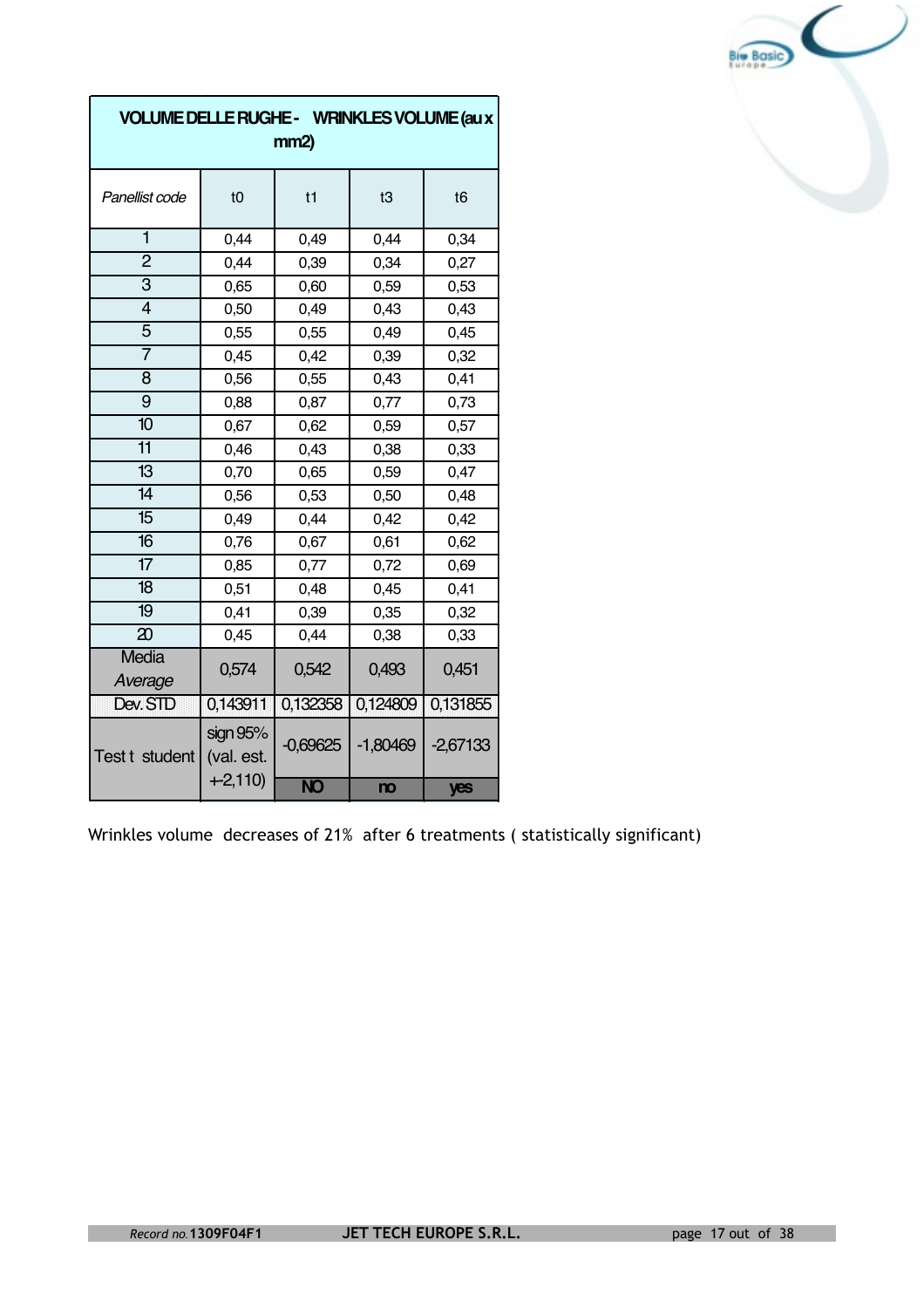| VOLUME DELLE RUGHE - WRINKLES VOLUME (au x mm2) | | | | |
|---|---|---|---|---|
| *Panellist code* | t0 | t1 | t3 | t6 |
| 1 | 0,44 | 0,49 | 0,44 | 0,34 |
| 2 | 0,44 | 0,39 | 0,34 | 0,27 |
| 3 | 0,65 | 0,60 | 0,59 | 0,53 |
| 4 | 0,50 | 0,49 | 0,43 | 0,43 |
| 5 | 0,55 | 0,55 | 0,49 | 0,45 |
| 7 | 0,45 | 0,42 | 0,39 | 0,32 |
| 8 | 0,56 | 0,55 | 0,43 | 0,41 |
| 9 | 0,88 | 0,87 | 0,77 | 0,73 |
| 10 | 0,67 | 0,62 | 0,59 | 0,57 |
| 11 | 0,46 | 0,43 | 0,38 | 0,33 |
| 13 | 0,70 | 0,65 | 0,59 | 0,47 |
| 14 | 0,56 | 0,53 | 0,50 | 0,48 |
| 15 | 0,49 | 0,44 | 0,42 | 0,42 |
| 16 | 0,76 | 0,67 | 0,61 | 0,62 |
| 17 | 0,85 | 0,77 | 0,72 | 0,69 |
| 18 | 0,51 | 0,48 | 0,45 | 0,41 |
| 19 | 0,41 | 0,39 | 0,35 | 0,32 |
| 20 | 0,45 | 0,44 | 0,38 | 0,33 |
| Media *Average* | 0,574 | 0,542 | 0,493 | 0,451 |
| Dev. STD | 0,143911 | 0,132358 | 0,124809 | 0,131855 |
| Test t student | sign 95% (val. est. +-2,110) | -0,69625 | -1,80469 | -2,67133 |
| | | NO | no | yes |

Wrinkles volume decreases of 21% after 6 treatments ( statistically significant)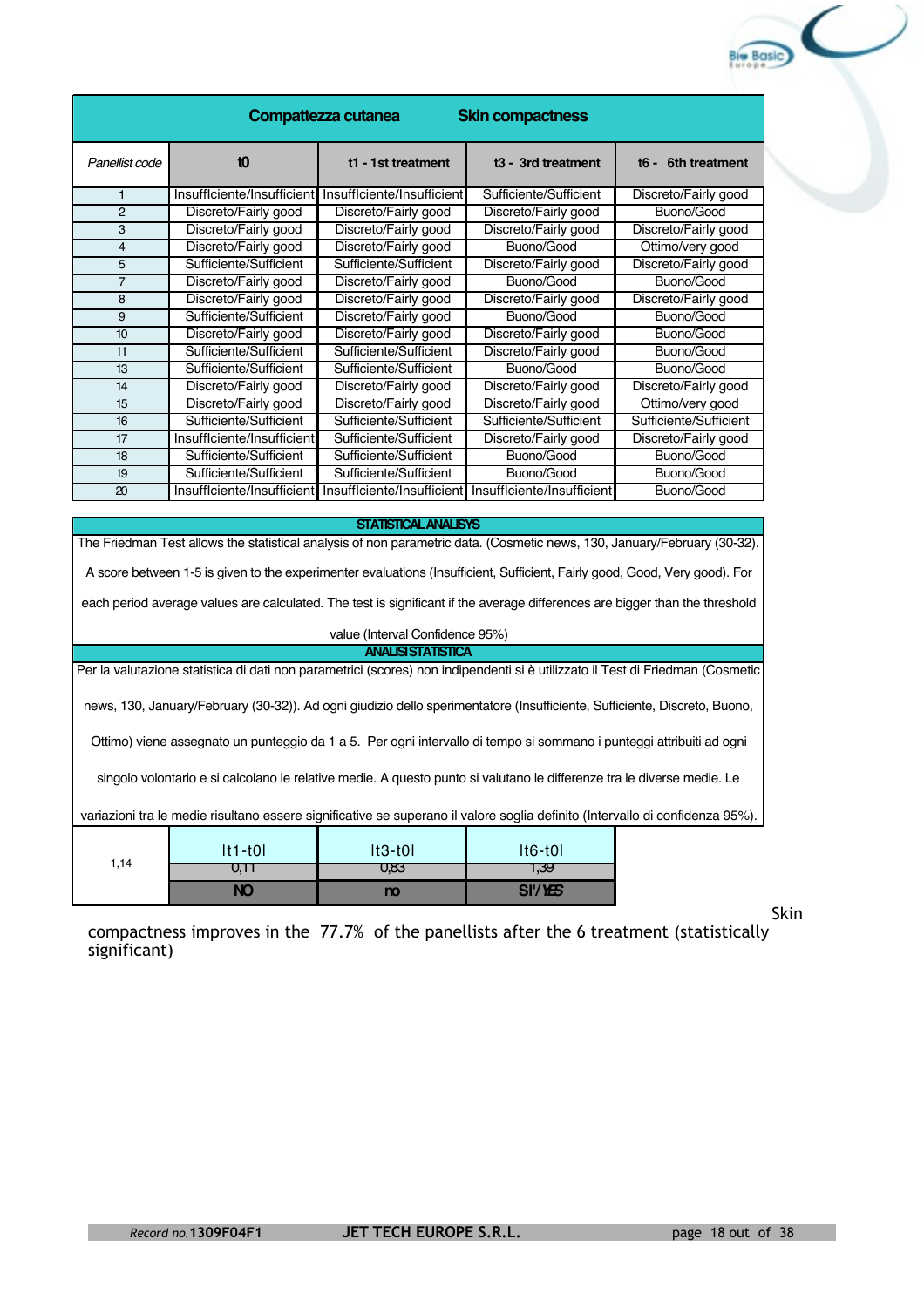| Compattezza cutanea Skin compactness | | | | |
|---|---|---|---|---|
| *Panellist code* | **t0** | **t1 - 1st treatment** | **t3 - 3rd treatment** | **t6 - 6th treatment** |
| 1 | Insufficiente/Insufficient | Insufficiente/Insufficient | Sufficiente/Sufficient | Discreto/Fairly good |
| 2 | Discreto/Fairly good | Discreto/Fairly good | Discreto/Fairly good | Buono/Good |
| 3 | Discreto/Fairly good | Discreto/Fairly good | Discreto/Fairly good | Discreto/Fairly good |
| 4 | Discreto/Fairly good | Discreto/Fairly good | Buono/Good | Ottimo/very good |
| 5 | Sufficiente/Sufficient | Sufficiente/Sufficient | Discreto/Fairly good | Discreto/Fairly good |
| 7 | Discreto/Fairly good | Discreto/Fairly good | Buono/Good | Buono/Good |
| 8 | Discreto/Fairly good | Discreto/Fairly good | Discreto/Fairly good | Discreto/Fairly good |
| 9 | Sufficiente/Sufficient | Discreto/Fairly good | Buono/Good | Buono/Good |
| 10 | Discreto/Fairly good | Discreto/Fairly good | Discreto/Fairly good | Buono/Good |
| 11 | Sufficiente/Sufficient | Sufficiente/Sufficient | Discreto/Fairly good | Buono/Good |
| 13 | Sufficiente/Sufficient | Sufficiente/Sufficient | Buono/Good | Buono/Good |
| 14 | Discreto/Fairly good | Discreto/Fairly good | Discreto/Fairly good | Discreto/Fairly good |
| 15 | Discreto/Fairly good | Discreto/Fairly good | Discreto/Fairly good | Ottimo/very good |
| 16 | Sufficiente/Sufficient | Sufficiente/Sufficient | Sufficiente/Sufficient | Sufficiente/Sufficient |
| 17 | Insufficiente/Insufficient | Sufficiente/Sufficient | Discreto/Fairly good | Discreto/Fairly good |
| 18 | Sufficiente/Sufficient | Sufficiente/Sufficient | Buono/Good | Buono/Good |
| 19 | Sufficiente/Sufficient | Sufficiente/Sufficient | Buono/Good | Buono/Good |
| 20 | Insufficiente/Insufficient | Insufficiente/Insufficient | Insufficiente/Insufficient | Buono/Good |

**STATISTICAL ANALISYS**

The Friedman Test allows the statistical analysis of non parametric data. (Cosmetic news, 130, January/February (30-32). A score between 1-5 is given to the experimenter evaluations (Insufficient, Sufficient, Fairly good, Good, Very good). For each period average values are calculated. The test is significant if the average differences are bigger than the threshold value (Interval Confidence 95%)

**ANALISI STATISTICA**

Per la valutazione statistica di dati non parametrici (scores) non indipendenti si è utilizzato il Test di Friedman (Cosmetic news, 130, January/February (30-32)). Ad ogni giudizio dello sperimentatore (Insufficiente, Sufficiente, Discreto, Buono, Ottimo) viene assegnato un punteggio da 1 a 5. Per ogni intervallo di tempo si sommano i punteggi attribuiti ad ogni singolo volontario e si calcolano le relative medie. A questo punto si valutano le differenze tra le diverse medie. Le variazioni tra le medie risultano essere significative se superano il valore soglia definito (Intervallo di confidenza 95%).

| 1,14 | lt1-t0l | lt3-t0l | lt6-t0l |
|---|---|---|---|
| | 0,11 | 0,83 | 1,39 |
| | **NO** | **no** | **SI'/YES** |

Skin compactness improves in the 77.7% of the panellists after the 6 treatment (statistically significant)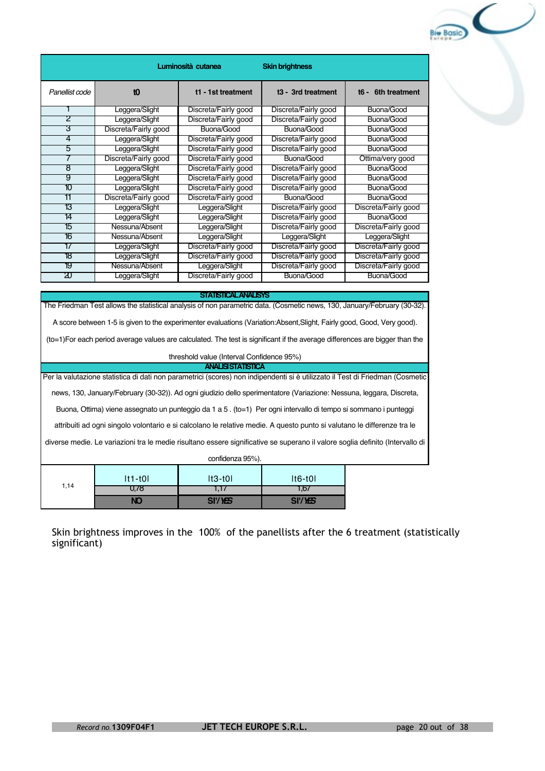| Luminosità cutanea Skin brightness | | | | |
|---|---|---|---|---|
| *Panellist code* | t0 | t1 - 1st treatment | t3 - 3rd treatment | t6 - 6th treatment |
| 1 | Leggera/Slight | Discreta/Fairly good | Discreta/Fairly good | Buona/Good |
| 2 | Leggera/Slight | Discreta/Fairly good | Discreta/Fairly good | Buona/Good |
| 3 | Discreta/Fairly good | Buona/Good | Buona/Good | Buona/Good |
| 4 | Leggera/Slight | Discreta/Fairly good | Discreta/Fairly good | Buona/Good |
| 5 | Leggera/Slight | Discreta/Fairly good | Discreta/Fairly good | Buona/Good |
| 7 | Discreta/Fairly good | Discreta/Fairly good | Buona/Good | Ottima/very good |
| 8 | Leggera/Slight | Discreta/Fairly good | Discreta/Fairly good | Buona/Good |
| 9 | Leggera/Slight | Discreta/Fairly good | Discreta/Fairly good | Buona/Good |
| 10 | Leggera/Slight | Discreta/Fairly good | Discreta/Fairly good | Buona/Good |
| 11 | Discreta/Fairly good | Discreta/Fairly good | Buona/Good | Buona/Good |
| 13 | Leggera/Slight | Leggera/Slight | Discreta/Fairly good | Discreta/Fairly good |
| 14 | Leggera/Slight | Leggera/Slight | Discreta/Fairly good | Buona/Good |
| 15 | Nessuna/Absent | Leggera/Slight | Discreta/Fairly good | Discreta/Fairly good |
| 16 | Nessuna/Absent | Leggera/Slight | Leggera/Slight | Leggera/Slight |
| 17 | Leggera/Slight | Discreta/Fairly good | Discreta/Fairly good | Discreta/Fairly good |
| 18 | Leggera/Slight | Discreta/Fairly good | Discreta/Fairly good | Discreta/Fairly good |
| 19 | Nessuna/Absent | Leggera/Slight | Discreta/Fairly good | Discreta/Fairly good |
| 20 | Leggera/Slight | Discreta/Fairly good | Buona/Good | Buona/Good |

**STATISTICAL ANALISYS**

The Friedman Test allows the statistical analysis of non parametric data. (Cosmetic news, 130, January/February (30-32).

A score between 1-5 is given to the experimenter evaluations (Variation:Absent,Slight, Fairly good, Good, Very good).

(to=1)For each period average values are calculated. The test is significant if the average differences are bigger than the threshold value (Interval Confidence 95%)

**ANALISI STATISTICA**

Per la valutazione statistica di dati non parametrici (scores) non indipendenti si è utilizzato il Test di Friedman (Cosmetic news, 130, January/February (30-32)). Ad ogni giudizio dello sperimentatore (Variazione: Nessuna, leggara, Discreta, Buona, Ottima) viene assegnato un punteggio da 1 a 5 . (to=1) Per ogni intervallo di tempo si sommano i punteggi attribuiti ad ogni singolo volontario e si calcolano le relative medie. A questo punto si valutano le differenze tra le diverse medie. Le variazioni tra le medie risultano essere significative se superano il valore soglia definito (Intervallo di confidenza 95%).

| 1,14 | It1-t0I | It3-t0I | It6-t0I |
|---|---|---|---|
| | 0,78 | 1,17 | 1,67 |
| | NO | SI'/YES | SI'/YES |

Skin brightness improves in the 100% of the panellists after the 6 treatment (statistically significant)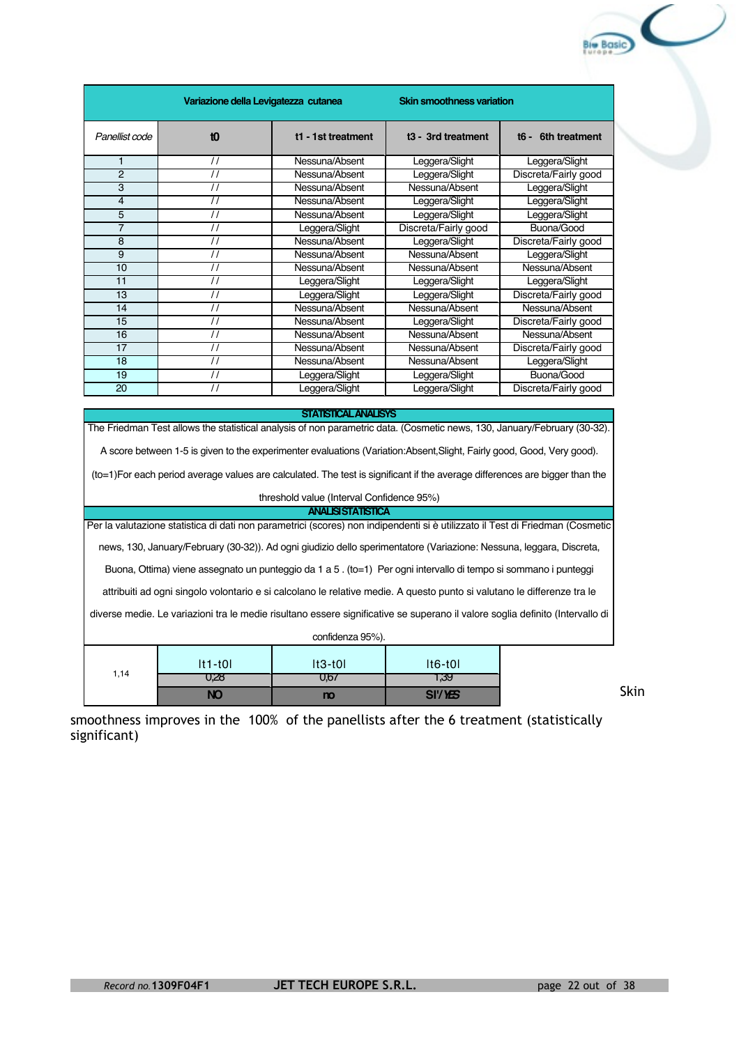| Variazione della Levigatezza cutanea | | Skin smoothness variation | | |
|---|---|---|---|---|
| *Panellist code* | **t0** | **t1 - 1st treatment** | **t3 - 3rd treatment** | **t6 - 6th treatment** |
| 1 | // | Nessuna/Absent | Leggera/Slight | Leggera/Slight |
| 2 | // | Nessuna/Absent | Leggera/Slight | Discreta/Fairly good |
| 3 | // | Nessuna/Absent | Nessuna/Absent | Leggera/Slight |
| 4 | // | Nessuna/Absent | Leggera/Slight | Leggera/Slight |
| 5 | // | Nessuna/Absent | Leggera/Slight | Leggera/Slight |
| 7 | // | Leggera/Slight | Discreta/Fairly good | Buona/Good |
| 8 | // | Nessuna/Absent | Leggera/Slight | Discreta/Fairly good |
| 9 | // | Nessuna/Absent | Nessuna/Absent | Leggera/Slight |
| 10 | // | Nessuna/Absent | Nessuna/Absent | Nessuna/Absent |
| 11 | // | Leggera/Slight | Leggera/Slight | Leggera/Slight |
| 13 | // | Leggera/Slight | Leggera/Slight | Discreta/Fairly good |
| 14 | // | Nessuna/Absent | Nessuna/Absent | Nessuna/Absent |
| 15 | // | Nessuna/Absent | Leggera/Slight | Discreta/Fairly good |
| 16 | // | Nessuna/Absent | Nessuna/Absent | Nessuna/Absent |
| 17 | // | Nessuna/Absent | Nessuna/Absent | Discreta/Fairly good |
| 18 | // | Nessuna/Absent | Nessuna/Absent | Leggera/Slight |
| 19 | // | Leggera/Slight | Leggera/Slight | Buona/Good |
| 20 | // | Leggera/Slight | Leggera/Slight | Discreta/Fairly good |

**STATISTICAL ANALISYS**

The Friedman Test allows the statistical analysis of non parametric data. (Cosmetic news, 130, January/February (30-32).

A score between 1-5 is given to the experimenter evaluations (Variation:Absent,Slight, Fairly good, Good, Very good).

(to=1)For each period average values are calculated. The test is significant if the average differences are bigger than the threshold value (Interval Confidence 95%)

**ANALISI STATISTICA**

Per la valutazione statistica di dati non parametrici (scores) non indipendenti si è utilizzato il Test di Friedman (Cosmetic news, 130, January/February (30-32)). Ad ogni giudizio dello sperimentatore (Variazione: Nessuna, leggara, Discreta, Buona, Ottima) viene assegnato un punteggio da 1 a 5 . (to=1) Per ogni intervallo di tempo si sommano i punteggi attribuiti ad ogni singolo volontario e si calcolano le relative medie. A questo punto si valutano le differenze tra le diverse medie. Le variazioni tra le medie risultano essere significative se superano il valore soglia definito (Intervallo di confidenza 95%).

| 1,14 | \|t1-t0\| | \|t3-t0\| | \|t6-t0\| |
|---|---|---|---|
| | 0,28 | 0,67 | 1,39 |
| | **NO** | **no** | **SI'/YES** |

Skin smoothness improves in the 100% of the panellists after the 6 treatment (statistically significant)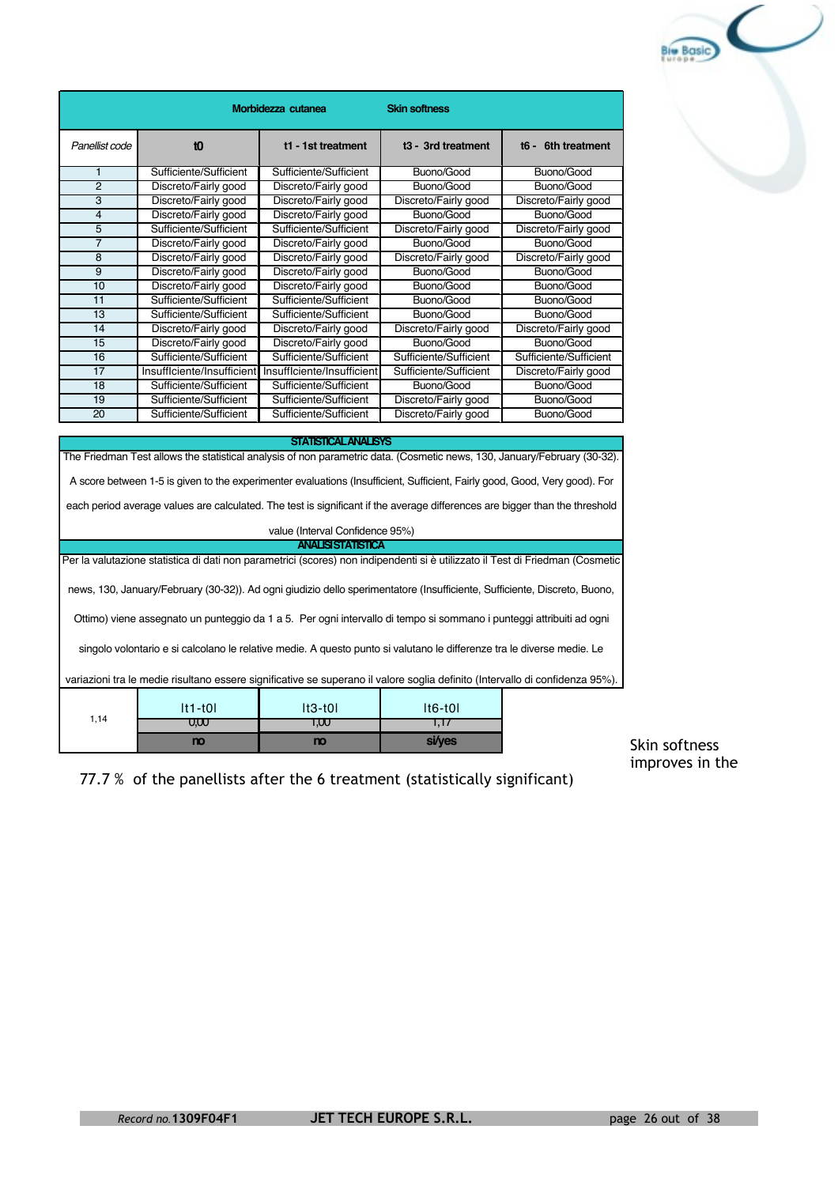| Morbidezza cutanea Skin softness | | | | |
|---|---|---|---|---|
| *Panellist code* | **t0** | **t1 - 1st treatment** | **t3 - 3rd treatment** | **t6 - 6th treatment** |
| 1 | Sufficiente/Sufficient | Sufficiente/Sufficient | Buono/Good | Buono/Good |
| 2 | Discreto/Fairly good | Discreto/Fairly good | Buono/Good | Buono/Good |
| 3 | Discreto/Fairly good | Discreto/Fairly good | Discreto/Fairly good | Discreto/Fairly good |
| 4 | Discreto/Fairly good | Discreto/Fairly good | Buono/Good | Buono/Good |
| 5 | Sufficiente/Sufficient | Sufficiente/Sufficient | Discreto/Fairly good | Discreto/Fairly good |
| 7 | Discreto/Fairly good | Discreto/Fairly good | Buono/Good | Buono/Good |
| 8 | Discreto/Fairly good | Discreto/Fairly good | Discreto/Fairly good | Discreto/Fairly good |
| 9 | Discreto/Fairly good | Discreto/Fairly good | Buono/Good | Buono/Good |
| 10 | Discreto/Fairly good | Discreto/Fairly good | Buono/Good | Buono/Good |
| 11 | Sufficiente/Sufficient | Sufficiente/Sufficient | Buono/Good | Buono/Good |
| 13 | Sufficiente/Sufficient | Sufficiente/Sufficient | Buono/Good | Buono/Good |
| 14 | Discreto/Fairly good | Discreto/Fairly good | Discreto/Fairly good | Discreto/Fairly good |
| 15 | Discreto/Fairly good | Discreto/Fairly good | Buono/Good | Buono/Good |
| 16 | Sufficiente/Sufficient | Sufficiente/Sufficient | Sufficiente/Sufficient | Sufficiente/Sufficient |
| 17 | Insufficiente/Insufficient | Insufficiente/Insufficient | Sufficiente/Sufficient | Discreto/Fairly good |
| 18 | Sufficiente/Sufficient | Sufficiente/Sufficient | Buono/Good | Buono/Good |
| 19 | Sufficiente/Sufficient | Sufficiente/Sufficient | Discreto/Fairly good | Buono/Good |
| 20 | Sufficiente/Sufficient | Sufficiente/Sufficient | Discreto/Fairly good | Buono/Good |

**STATISTICAL ANALISYS**

The Friedman Test allows the statistical analysis of non parametric data. (Cosmetic news, 130, January/February (30-32). A score between 1-5 is given to the experimenter evaluations (Insufficient, Sufficient, Fairly good, Good, Very good). For each period average values are calculated. The test is significant if the average differences are bigger than the threshold value (Interval Confidence 95%)

**ANALISI STATISTICA**

Per la valutazione statistica di dati non parametrici (scores) non indipendenti si è utilizzato il Test di Friedman (Cosmetic news, 130, January/February (30-32)). Ad ogni giudizio dello sperimentatore (Insufficiente, Sufficiente, Discreto, Buono, Ottimo) viene assegnato un punteggio da 1 a 5. Per ogni intervallo di tempo si sommano i punteggi attribuiti ad ogni singolo volontario e si calcolano le relative medie. A questo punto si valutano le differenze tra le diverse medie. Le variazioni tra le medie risultano essere significative se superano il valore soglia definito (Intervallo di confidenza 95%).

| 1,14 | It1-t0I | It3-t0I | It6-t0I |
|---|---|---|---|
| | 0,00 | 1,00 | 1,17 |
| | **no** | **no** | **si/yes** |

Skin softness improves in the 77.7 % of the panellists after the 6 treatment (statistically significant)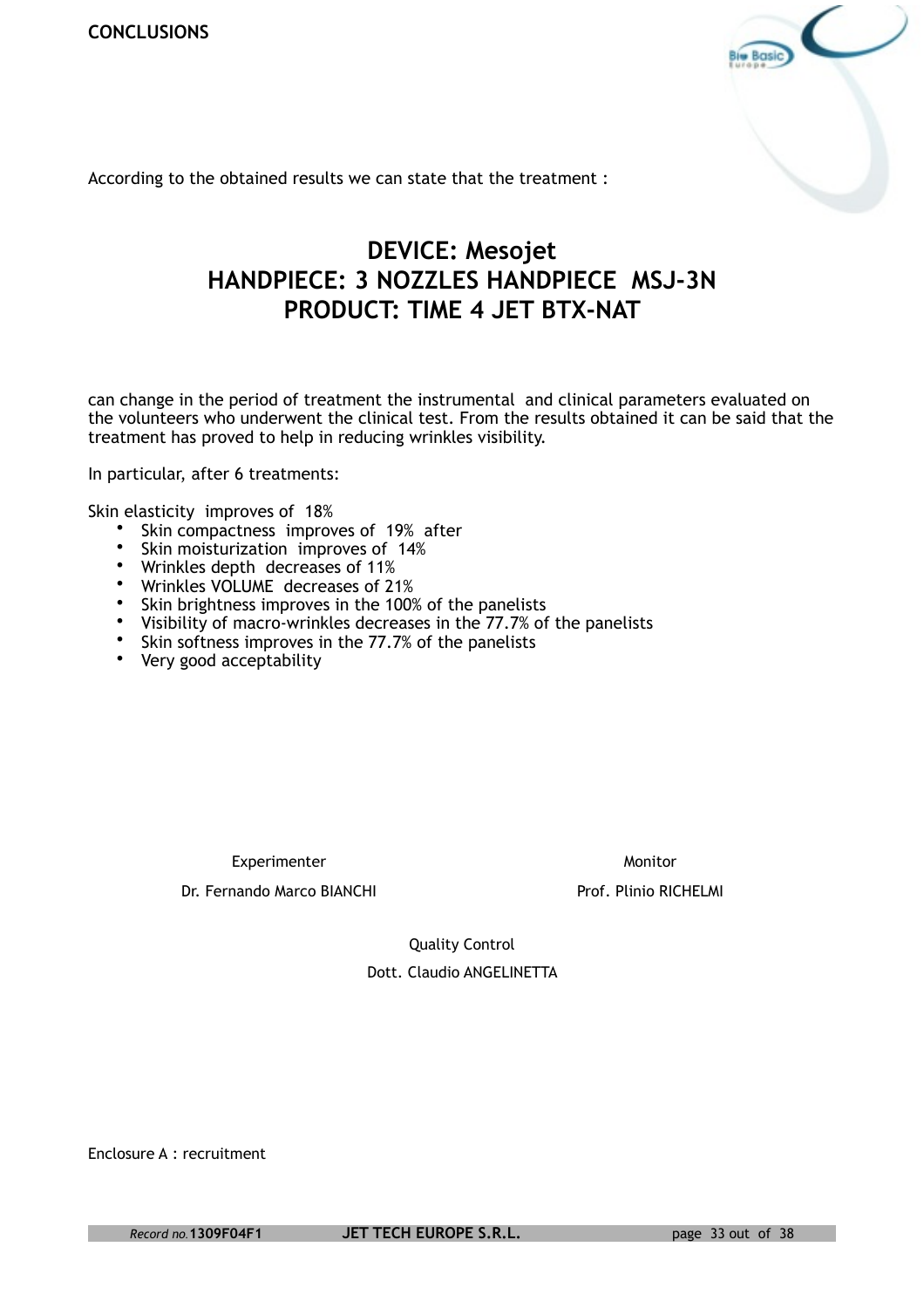## CONCLUSIONS

According to the obtained results we can state that the treatment :

# DEVICE: Mesojet
# HANDPIECE: 3 NOZZLES HANDPIECE MSJ-3N
# PRODUCT: TIME 4 JET BTX-NAT

can change in the period of treatment the instrumental and clinical parameters evaluated on the volunteers who underwent the clinical test. From the results obtained it can be said that the treatment has proved to help in reducing wrinkles visibility.

In particular, after 6 treatments:

Skin elasticity improves of 18%

- Skin compactness improves of 19% after
- Skin moisturization improves of 14%
- Wrinkles depth decreases of 11%
- Wrinkles VOLUME decreases of 21%
- Skin brightness improves in the 100% of the panelists
- Visibility of macro-wrinkles decreases in the 77.7% of the panelists
- Skin softness improves in the 77.7% of the panelists
- Very good acceptability

Experimenter

Dr. Fernando Marco BIANCHI

Monitor

Prof. Plinio RICHELMI

Quality Control

Dott. Claudio ANGELINETTA

Enclosure A : recruitment